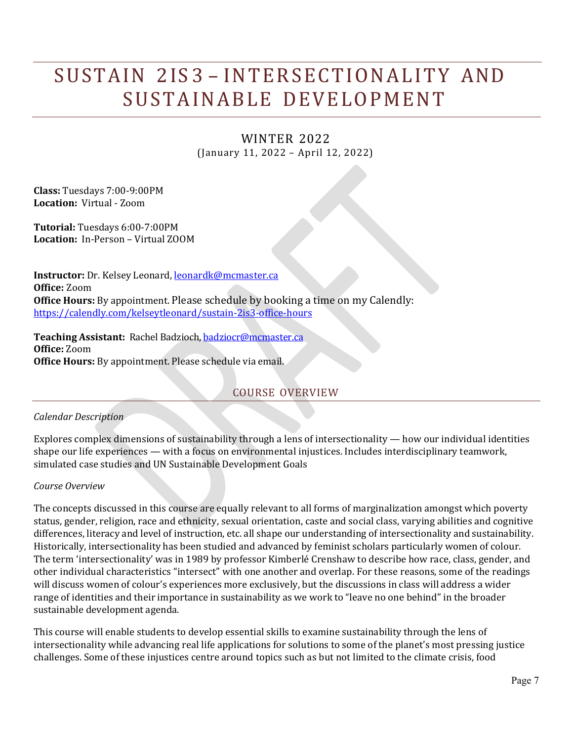# SUSTAIN 2IS3 – INTERSECTIONALITY AND SUSTAINABLE DEVELOPMENT

## WINTER 2022

(January 11, 2022 – April 12, 2022)

**Class:** Tuesdays 7:00-9:00PM
**Location:** Virtual - Zoom

**Tutorial:** Tuesdays 6:00-7:00PM
**Location:** In-Person – Virtual ZOOM

**Instructor:** Dr. Kelsey Leonard, leonardk@mcmaster.ca
**Office:** Zoom
**Office Hours:** By appointment. Please schedule by booking a time on my Calendly: https://calendly.com/kelseytleonard/sustain-2is3-office-hours

**Teaching Assistant:** Rachel Badzioch, badziocr@mcmaster.ca
**Office:** Zoom
**Office Hours:** By appointment. Please schedule via email.

## COURSE OVERVIEW

*Calendar Description*

Explores complex dimensions of sustainability through a lens of intersectionality — how our individual identities shape our life experiences — with a focus on environmental injustices. Includes interdisciplinary teamwork, simulated case studies and UN Sustainable Development Goals

*Course Overview*

The concepts discussed in this course are equally relevant to all forms of marginalization amongst which poverty status, gender, religion, race and ethnicity, sexual orientation, caste and social class, varying abilities and cognitive differences, literacy and level of instruction, etc. all shape our understanding of intersectionality and sustainability. Historically, intersectionality has been studied and advanced by feminist scholars particularly women of colour. The term 'intersectionality' was in 1989 by professor Kimberlé Crenshaw to describe how race, class, gender, and other individual characteristics "intersect" with one another and overlap. For these reasons, some of the readings will discuss women of colour's experiences more exclusively, but the discussions in class will address a wider range of identities and their importance in sustainability as we work to "leave no one behind" in the broader sustainable development agenda.

This course will enable students to develop essential skills to examine sustainability through the lens of intersectionality while advancing real life applications for solutions to some of the planet's most pressing justice challenges. Some of these injustices centre around topics such as but not limited to the climate crisis, food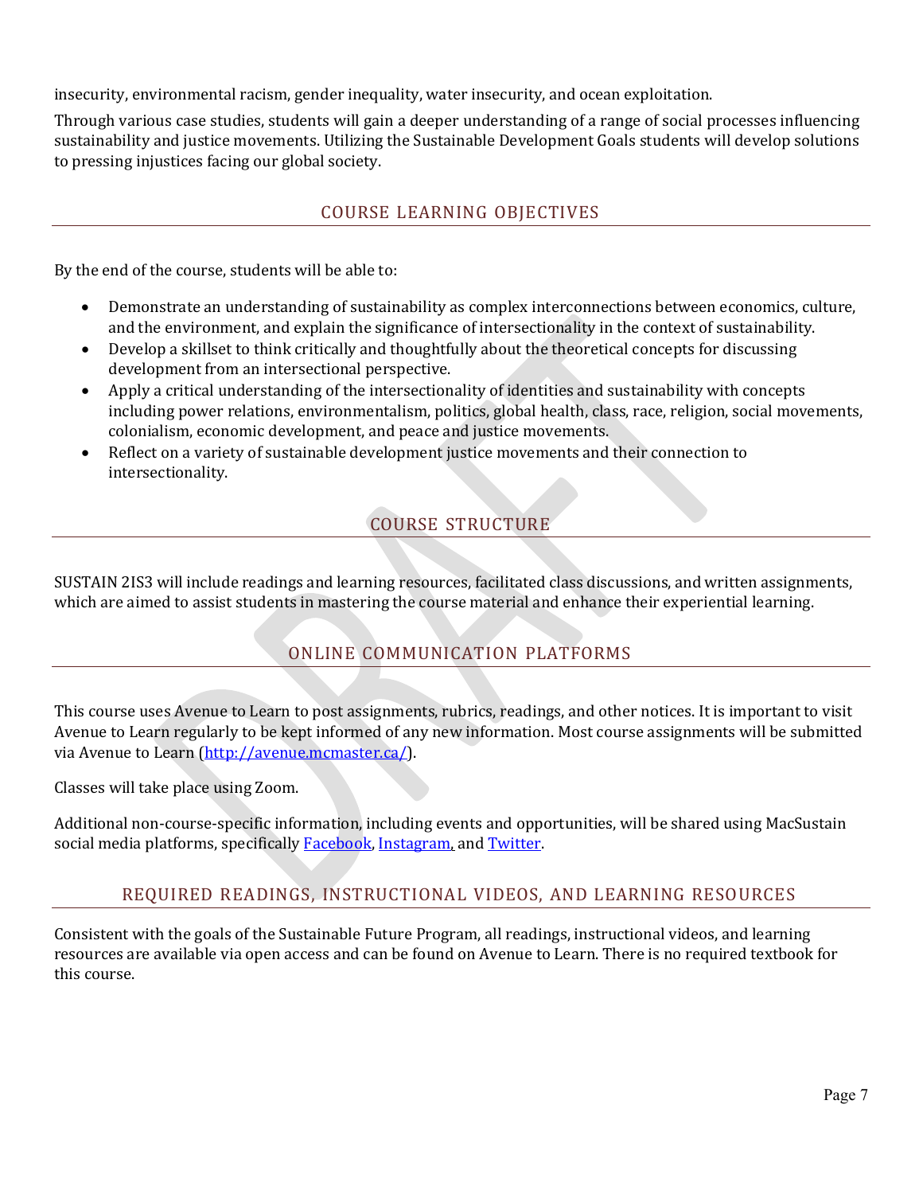insecurity, environmental racism, gender inequality, water insecurity, and ocean exploitation.

Through various case studies, students will gain a deeper understanding of a range of social processes influencing sustainability and justice movements. Utilizing the Sustainable Development Goals students will develop solutions to pressing injustices facing our global society.

## COURSE LEARNING OBJECTIVES

By the end of the course, students will be able to:

- Demonstrate an understanding of sustainability as complex interconnections between economics, culture, and the environment, and explain the significance of intersectionality in the context of sustainability.
- Develop a skillset to think critically and thoughtfully about the theoretical concepts for discussing development from an intersectional perspective.
- Apply a critical understanding of the intersectionality of identities and sustainability with concepts including power relations, environmentalism, politics, global health, class, race, religion, social movements, colonialism, economic development, and peace and justice movements.
- Reflect on a variety of sustainable development justice movements and their connection to intersectionality.

## COURSE STRUCTURE

SUSTAIN 2IS3 will include readings and learning resources, facilitated class discussions, and written assignments, which are aimed to assist students in mastering the course material and enhance their experiential learning.

## ONLINE COMMUNICATION PLATFORMS

This course uses Avenue to Learn to post assignments, rubrics, readings, and other notices. It is important to visit Avenue to Learn regularly to be kept informed of any new information. Most course assignments will be submitted via Avenue to Learn (http://avenue.mcmaster.ca/).

Classes will take place using Zoom.

Additional non-course-specific information, including events and opportunities, will be shared using MacSustain social media platforms, specifically Facebook, Instagram, and Twitter.

## REQUIRED READINGS, INSTRUCTIONAL VIDEOS, AND LEARNING RESOURCES

Consistent with the goals of the Sustainable Future Program, all readings, instructional videos, and learning resources are available via open access and can be found on Avenue to Learn. There is no required textbook for this course.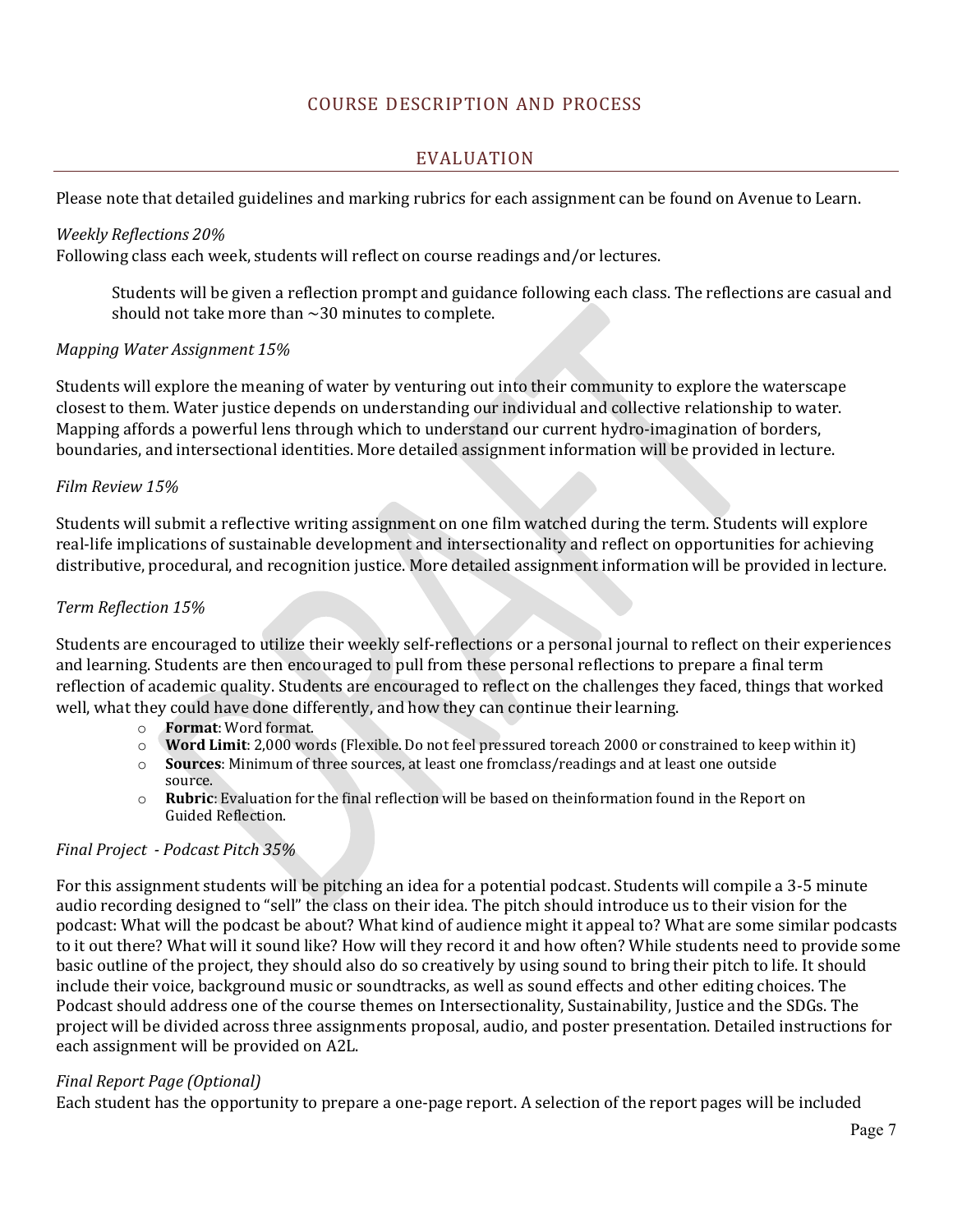## COURSE DESCRIPTION AND PROCESS

## EVALUATION

Please note that detailed guidelines and marking rubrics for each assignment can be found on Avenue to Learn.

*Weekly Reflections 20%*
Following class each week, students will reflect on course readings and/or lectures.

> Students will be given a reflection prompt and guidance following each class. The reflections are casual and should not take more than ~30 minutes to complete.

*Mapping Water Assignment 15%*

Students will explore the meaning of water by venturing out into their community to explore the waterscape closest to them. Water justice depends on understanding our individual and collective relationship to water. Mapping affords a powerful lens through which to understand our current hydro-imagination of borders, boundaries, and intersectional identities. More detailed assignment information will be provided in lecture.

*Film Review 15%*

Students will submit a reflective writing assignment on one film watched during the term. Students will explore real-life implications of sustainable development and intersectionality and reflect on opportunities for achieving distributive, procedural, and recognition justice. More detailed assignment information will be provided in lecture.

*Term Reflection 15%*

Students are encouraged to utilize their weekly self-reflections or a personal journal to reflect on their experiences and learning. Students are then encouraged to pull from these personal reflections to prepare a final term reflection of academic quality. Students are encouraged to reflect on the challenges they faced, things that worked well, what they could have done differently, and how they can continue their learning.

- **Format**: Word format.
- **Word Limit**: 2,000 words (Flexible. Do not feel pressured toreach 2000 or constrained to keep within it)
- **Sources**: Minimum of three sources, at least one fromclass/readings and at least one outside source.
- **Rubric**: Evaluation for the final reflection will be based on theinformation found in the Report on Guided Reflection.

*Final Project - Podcast Pitch 35%*

For this assignment students will be pitching an idea for a potential podcast. Students will compile a 3-5 minute audio recording designed to "sell" the class on their idea. The pitch should introduce us to their vision for the podcast: What will the podcast be about? What kind of audience might it appeal to? What are some similar podcasts to it out there? What will it sound like? How will they record it and how often? While students need to provide some basic outline of the project, they should also do so creatively by using sound to bring their pitch to life. It should include their voice, background music or soundtracks, as well as sound effects and other editing choices. The Podcast should address one of the course themes on Intersectionality, Sustainability, Justice and the SDGs. The project will be divided across three assignments proposal, audio, and poster presentation. Detailed instructions for each assignment will be provided on A2L.

*Final Report Page (Optional)*
Each student has the opportunity to prepare a one-page report. A selection of the report pages will be included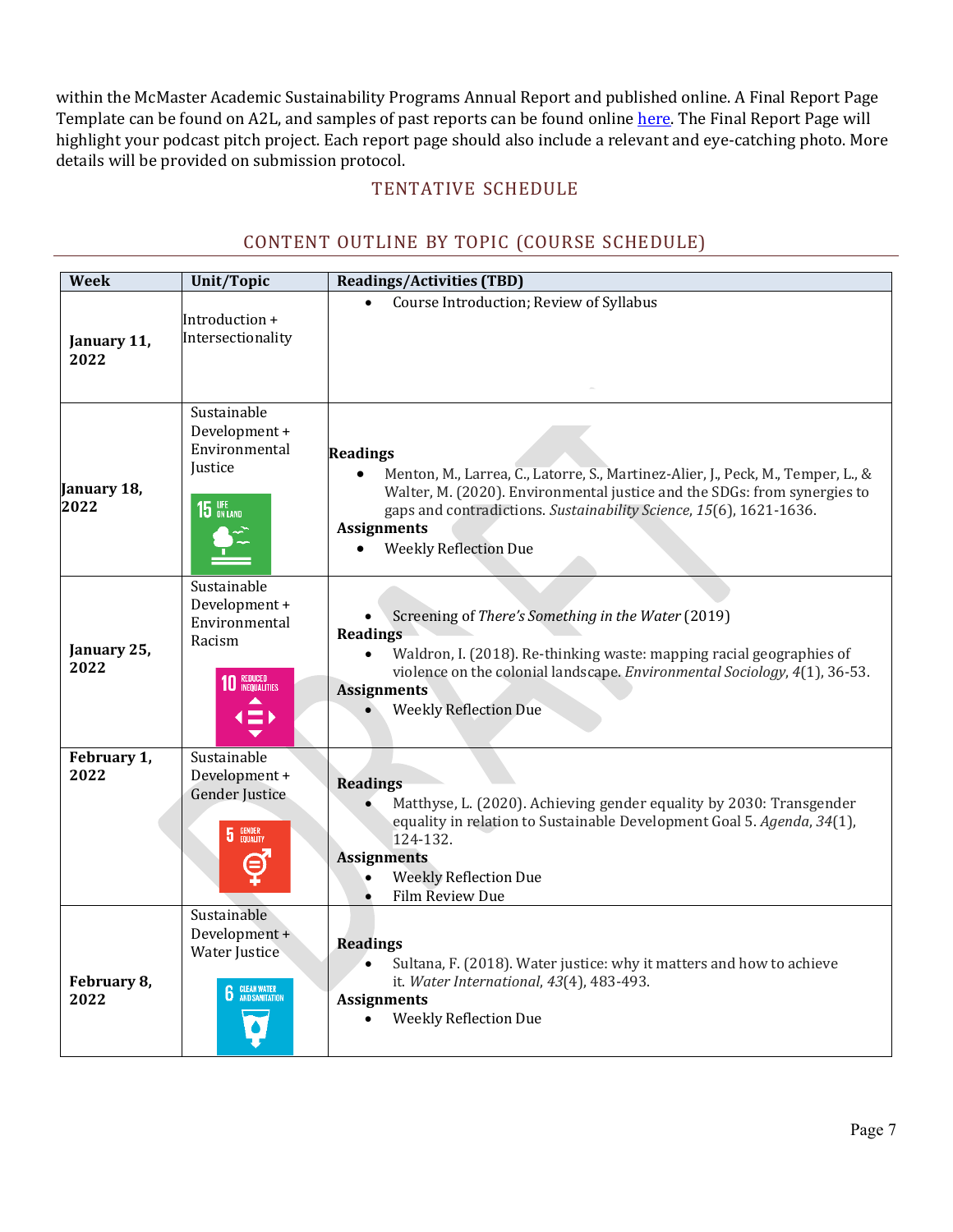within the McMaster Academic Sustainability Programs Annual Report and published online. A Final Report Page Template can be found on A2L, and samples of past reports can be found online [here](). The Final Report Page will highlight your podcast pitch project. Each report page should also include a relevant and eye-catching photo. More details will be provided on submission protocol.

## TENTATIVE SCHEDULE

## CONTENT OUTLINE BY TOPIC (COURSE SCHEDULE)

| Week | Unit/Topic | Readings/Activities (TBD) |
|---|---|---|
| **January 11, 2022** | Introduction + Intersectionality | • Course Introduction; Review of Syllabus |
| **January 18, 2022** | Sustainable Development + Environmental Justice (15 LIFE ON LAND) | **Readings**<br>• Menton, M., Larrea, C., Latorre, S., Martinez-Alier, J., Peck, M., Temper, L., & Walter, M. (2020). Environmental justice and the SDGs: from synergies to gaps and contradictions. *Sustainability Science*, *15*(6), 1621-1636.<br>**Assignments**<br>• Weekly Reflection Due |
| **January 25, 2022** | Sustainable Development + Environmental Racism (10 REDUCED INEQUALITIES) | • Screening of *There's Something in the Water* (2019)<br>**Readings**<br>• Waldron, I. (2018). Re-thinking waste: mapping racial geographies of violence on the colonial landscape. *Environmental Sociology*, *4*(1), 36-53.<br>**Assignments**<br>• Weekly Reflection Due |
| **February 1, 2022** | Sustainable Development + Gender Justice (5 GENDER EQUALITY) | **Readings**<br>• Matthyse, L. (2020). Achieving gender equality by 2030: Transgender equality in relation to Sustainable Development Goal 5. *Agenda*, *34*(1), 124-132.<br>**Assignments**<br>• Weekly Reflection Due<br>• Film Review Due |
| **February 8, 2022** | Sustainable Development + Water Justice (6 CLEAN WATER AND SANITATION) | **Readings**<br>• Sultana, F. (2018). Water justice: why it matters and how to achieve it. *Water International*, *43*(4), 483-493.<br>**Assignments**<br>• Weekly Reflection Due |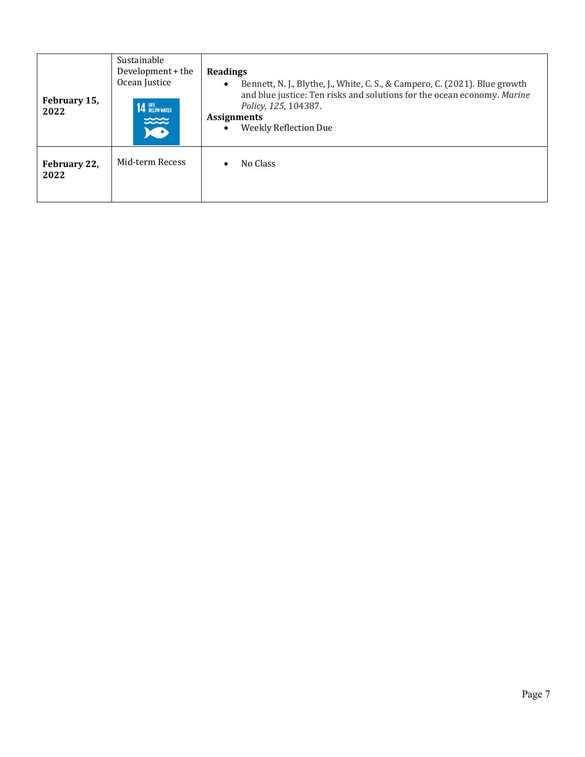| | | |
|---|---|---|
| **February 15, 2022** | Sustainable Development + the Ocean Justice | **Readings**<br>• Bennett, N. J., Blythe, J., White, C. S., & Campero, C. (2021). Blue growth and blue justice: Ten risks and solutions for the ocean economy. *Marine Policy*, *125*, 104387.<br>**Assignments**<br>• Weekly Reflection Due |
| **February 22, 2022** | Mid-term Recess | • No Class |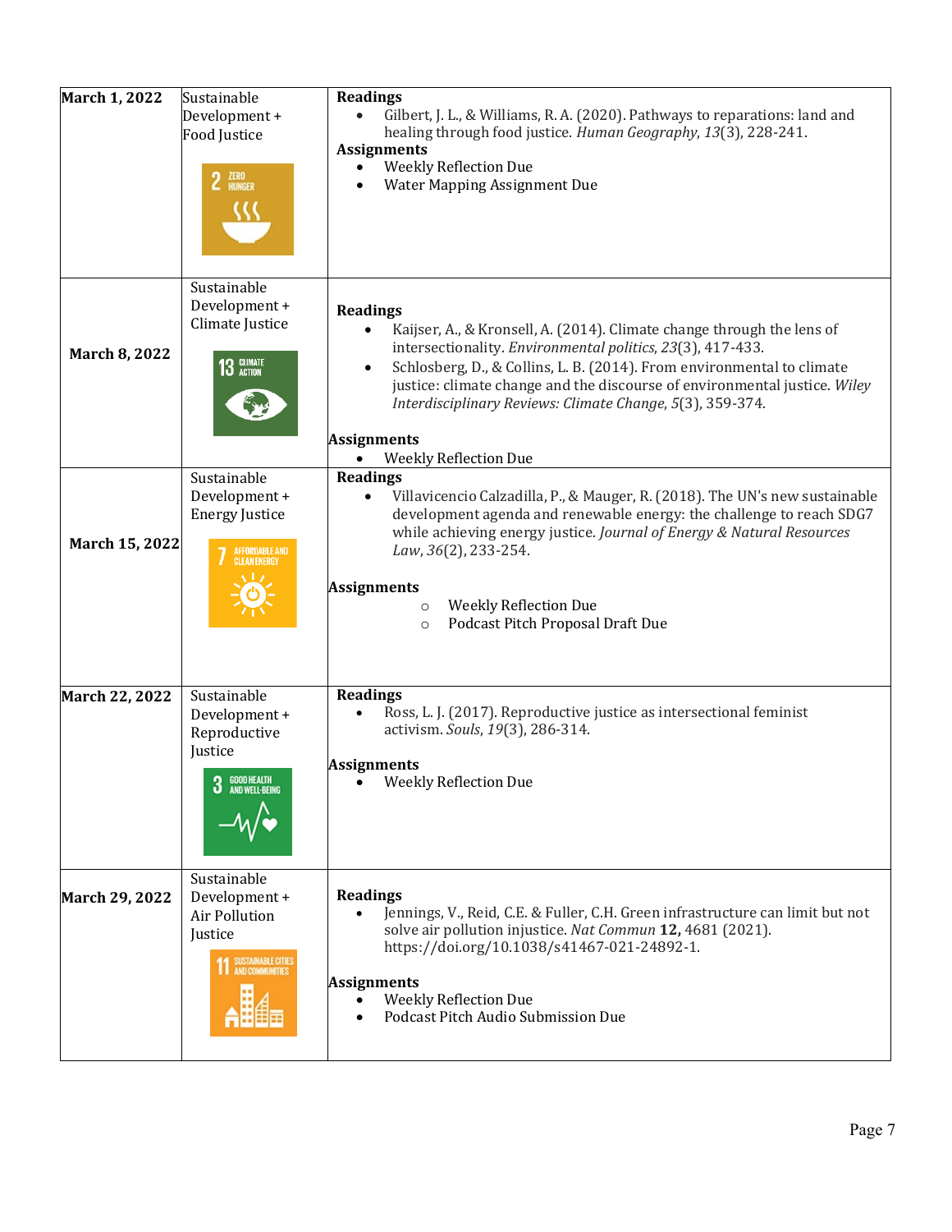| | | |
|---|---|---|
| **March 1, 2022** | Sustainable Development + Food Justice | **Readings**<br>• Gilbert, J. L., & Williams, R. A. (2020). Pathways to reparations: land and healing through food justice. *Human Geography*, *13*(3), 228-241.<br>**Assignments**<br>• Weekly Reflection Due<br>• Water Mapping Assignment Due |
| **March 8, 2022** | Sustainable Development + Climate Justice | **Readings**<br>• Kaijser, A., & Kronsell, A. (2014). Climate change through the lens of intersectionality. *Environmental politics*, *23*(3), 417-433.<br>• Schlosberg, D., & Collins, L. B. (2014). From environmental to climate justice: climate change and the discourse of environmental justice. *Wiley Interdisciplinary Reviews: Climate Change*, *5*(3), 359-374.<br>**Assignments**<br>• Weekly Reflection Due |
| **March 15, 2022** | Sustainable Development + Energy Justice | **Readings**<br>• Villavicencio Calzadilla, P., & Mauger, R. (2018). The UN's new sustainable development agenda and renewable energy: the challenge to reach SDG7 while achieving energy justice. *Journal of Energy & Natural Resources Law*, *36*(2), 233-254.<br>**Assignments**<br>○ Weekly Reflection Due<br>○ Podcast Pitch Proposal Draft Due |
| **March 22, 2022** | Sustainable Development + Reproductive Justice | **Readings**<br>• Ross, L. J. (2017). Reproductive justice as intersectional feminist activism. *Souls*, *19*(3), 286-314.<br>**Assignments**<br>• Weekly Reflection Due |
| **March 29, 2022** | Sustainable Development + Air Pollution Justice | **Readings**<br>• Jennings, V., Reid, C.E. & Fuller, C.H. Green infrastructure can limit but not solve air pollution injustice. *Nat Commun* **12,** 4681 (2021). https://doi.org/10.1038/s41467-021-24892-1.<br>**Assignments**<br>• Weekly Reflection Due<br>• Podcast Pitch Audio Submission Due |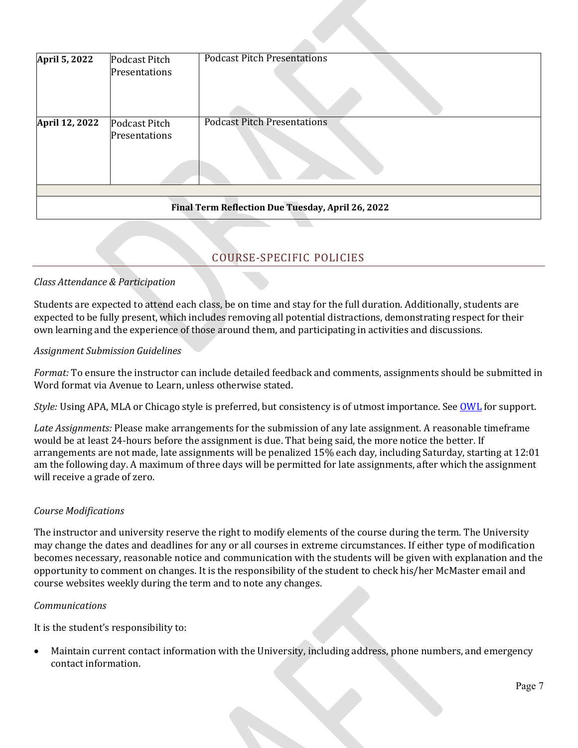| | | |
|---|---|---|
| **April 5, 2022** | Podcast Pitch Presentations | Podcast Pitch Presentations |
| **April 12, 2022** | Podcast Pitch Presentations | Podcast Pitch Presentations |
| | | |
| **Final Term Reflection Due Tuesday, April 26, 2022** | | |

## COURSE-SPECIFIC POLICIES

*Class Attendance & Participation*

Students are expected to attend each class, be on time and stay for the full duration. Additionally, students are expected to be fully present, which includes removing all potential distractions, demonstrating respect for their own learning and the experience of those around them, and participating in activities and discussions.

*Assignment Submission Guidelines*

*Format:* To ensure the instructor can include detailed feedback and comments, assignments should be submitted in Word format via Avenue to Learn, unless otherwise stated.

*Style:* Using APA, MLA or Chicago style is preferred, but consistency is of utmost importance. See OWL for support.

*Late Assignments:* Please make arrangements for the submission of any late assignment. A reasonable timeframe would be at least 24-hours before the assignment is due. That being said, the more notice the better. If arrangements are not made, late assignments will be penalized 15% each day, including Saturday, starting at 12:01 am the following day. A maximum of three days will be permitted for late assignments, after which the assignment will receive a grade of zero.

*Course Modifications*

The instructor and university reserve the right to modify elements of the course during the term. The University may change the dates and deadlines for any or all courses in extreme circumstances. If either type of modification becomes necessary, reasonable notice and communication with the students will be given with explanation and the opportunity to comment on changes. It is the responsibility of the student to check his/her McMaster email and course websites weekly during the term and to note any changes.

*Communications*

It is the student's responsibility to:

- Maintain current contact information with the University, including address, phone numbers, and emergency contact information.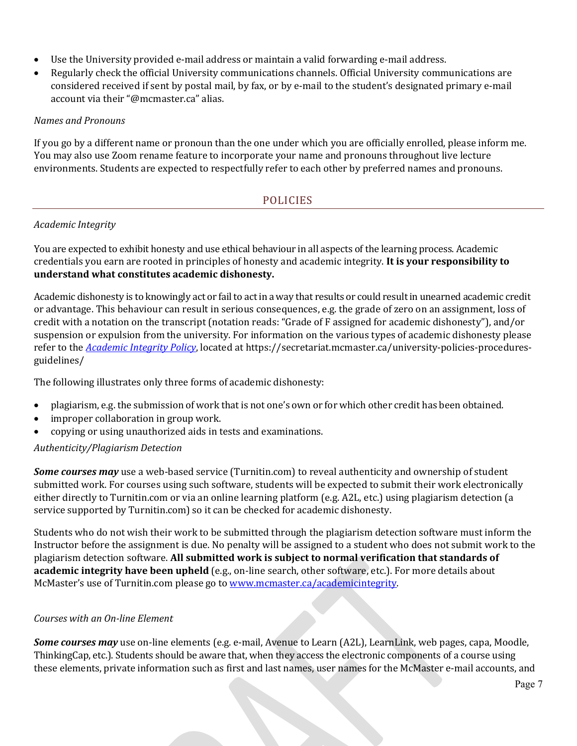- Use the University provided e-mail address or maintain a valid forwarding e-mail address.
- Regularly check the official University communications channels. Official University communications are considered received if sent by postal mail, by fax, or by e-mail to the student's designated primary e-mail account via their "@mcmaster.ca" alias.

*Names and Pronouns*

If you go by a different name or pronoun than the one under which you are officially enrolled, please inform me. You may also use Zoom rename feature to incorporate your name and pronouns throughout live lecture environments. Students are expected to respectfully refer to each other by preferred names and pronouns.

## POLICIES

*Academic Integrity*

You are expected to exhibit honesty and use ethical behaviour in all aspects of the learning process. Academic credentials you earn are rooted in principles of honesty and academic integrity. **It is your responsibility to understand what constitutes academic dishonesty.**

Academic dishonesty is to knowingly act or fail to act in a way that results or could result in unearned academic credit or advantage. This behaviour can result in serious consequences, e.g. the grade of zero on an assignment, loss of credit with a notation on the transcript (notation reads: "Grade of F assigned for academic dishonesty"), and/or suspension or expulsion from the university. For information on the various types of academic dishonesty please refer to the *[Academic Integrity Policy](https://secretariat.mcmaster.ca/university-policies-procedures-guidelines/)*, located at https://secretariat.mcmaster.ca/university-policies-procedures-guidelines/

The following illustrates only three forms of academic dishonesty:

- plagiarism, e.g. the submission of work that is not one's own or for which other credit has been obtained.
- improper collaboration in group work.
- copying or using unauthorized aids in tests and examinations.

*Authenticity/Plagiarism Detection*

***Some courses may*** use a web-based service (Turnitin.com) to reveal authenticity and ownership of student submitted work. For courses using such software, students will be expected to submit their work electronically either directly to Turnitin.com or via an online learning platform (e.g. A2L, etc.) using plagiarism detection (a service supported by Turnitin.com) so it can be checked for academic dishonesty.

Students who do not wish their work to be submitted through the plagiarism detection software must inform the Instructor before the assignment is due. No penalty will be assigned to a student who does not submit work to the plagiarism detection software. **All submitted work is subject to normal verification that standards of academic integrity have been upheld** (e.g., on-line search, other software, etc.). For more details about McMaster's use of Turnitin.com please go to [www.mcmaster.ca/academicintegrity](http://www.mcmaster.ca/academicintegrity).

*Courses with an On-line Element*

***Some courses may*** use on-line elements (e.g. e-mail, Avenue to Learn (A2L), LearnLink, web pages, capa, Moodle, ThinkingCap, etc.). Students should be aware that, when they access the electronic components of a course using these elements, private information such as first and last names, user names for the McMaster e-mail accounts, and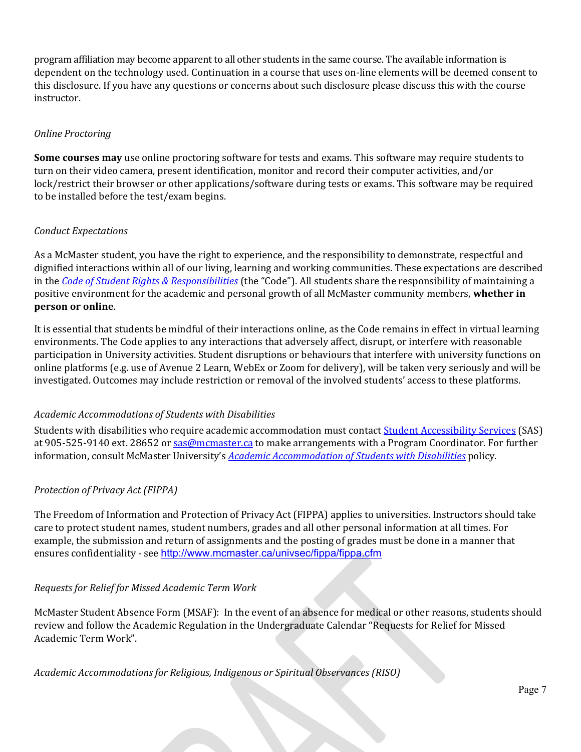program affiliation may become apparent to all other students in the same course. The available information is dependent on the technology used. Continuation in a course that uses on-line elements will be deemed consent to this disclosure. If you have any questions or concerns about such disclosure please discuss this with the course instructor.

*Online Proctoring*

**Some courses may** use online proctoring software for tests and exams. This software may require students to turn on their video camera, present identification, monitor and record their computer activities, and/or lock/restrict their browser or other applications/software during tests or exams. This software may be required to be installed before the test/exam begins.

*Conduct Expectations*

As a McMaster student, you have the right to experience, and the responsibility to demonstrate, respectful and dignified interactions within all of our living, learning and working communities. These expectations are described in the *Code of Student Rights & Responsibilities* (the "Code"). All students share the responsibility of maintaining a positive environment for the academic and personal growth of all McMaster community members, **whether in person or online**.

It is essential that students be mindful of their interactions online, as the Code remains in effect in virtual learning environments. The Code applies to any interactions that adversely affect, disrupt, or interfere with reasonable participation in University activities. Student disruptions or behaviours that interfere with university functions on online platforms (e.g. use of Avenue 2 Learn, WebEx or Zoom for delivery), will be taken very seriously and will be investigated. Outcomes may include restriction or removal of the involved students' access to these platforms.

*Academic Accommodations of Students with Disabilities*

Students with disabilities who require academic accommodation must contact Student Accessibility Services (SAS) at 905-525-9140 ext. 28652 or sas@mcmaster.ca to make arrangements with a Program Coordinator. For further information, consult McMaster University's *Academic Accommodation of Students with Disabilities* policy.

*Protection of Privacy Act (FIPPA)*

The Freedom of Information and Protection of Privacy Act (FIPPA) applies to universities. Instructors should take care to protect student names, student numbers, grades and all other personal information at all times. For example, the submission and return of assignments and the posting of grades must be done in a manner that ensures confidentiality - see http://www.mcmaster.ca/univsec/fippa/fippa.cfm

*Requests for Relief for Missed Academic Term Work*

McMaster Student Absence Form (MSAF): In the event of an absence for medical or other reasons, students should review and follow the Academic Regulation in the Undergraduate Calendar "Requests for Relief for Missed Academic Term Work".

*Academic Accommodations for Religious, Indigenous or Spiritual Observances (RISO)*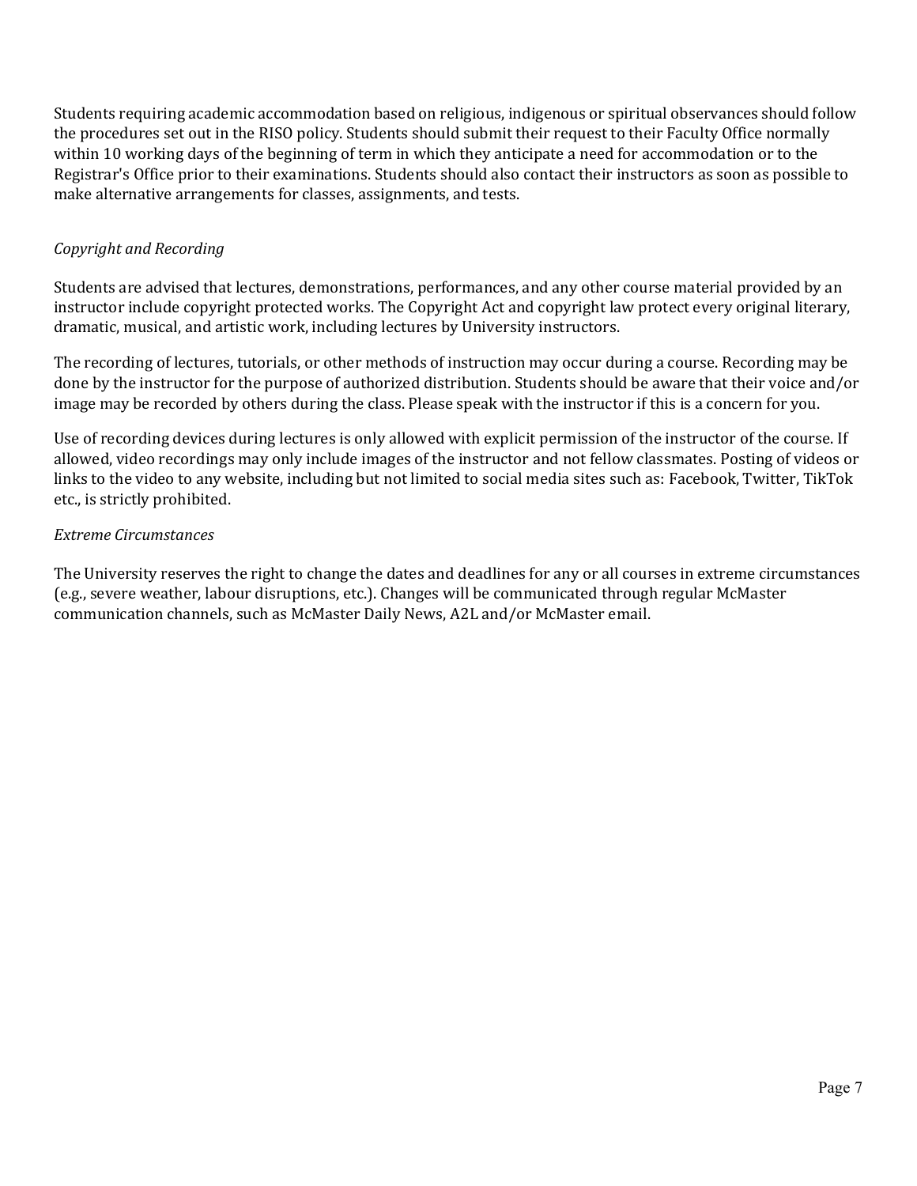Students requiring academic accommodation based on religious, indigenous or spiritual observances should follow the procedures set out in the RISO policy. Students should submit their request to their Faculty Office normally within 10 working days of the beginning of term in which they anticipate a need for accommodation or to the Registrar's Office prior to their examinations. Students should also contact their instructors as soon as possible to make alternative arrangements for classes, assignments, and tests.

*Copyright and Recording*

Students are advised that lectures, demonstrations, performances, and any other course material provided by an instructor include copyright protected works. The Copyright Act and copyright law protect every original literary, dramatic, musical, and artistic work, including lectures by University instructors.

The recording of lectures, tutorials, or other methods of instruction may occur during a course. Recording may be done by the instructor for the purpose of authorized distribution. Students should be aware that their voice and/or image may be recorded by others during the class. Please speak with the instructor if this is a concern for you.

Use of recording devices during lectures is only allowed with explicit permission of the instructor of the course. If allowed, video recordings may only include images of the instructor and not fellow classmates. Posting of videos or links to the video to any website, including but not limited to social media sites such as: Facebook, Twitter, TikTok etc., is strictly prohibited.

*Extreme Circumstances*

The University reserves the right to change the dates and deadlines for any or all courses in extreme circumstances (e.g., severe weather, labour disruptions, etc.). Changes will be communicated through regular McMaster communication channels, such as McMaster Daily News, A2L and/or McMaster email.